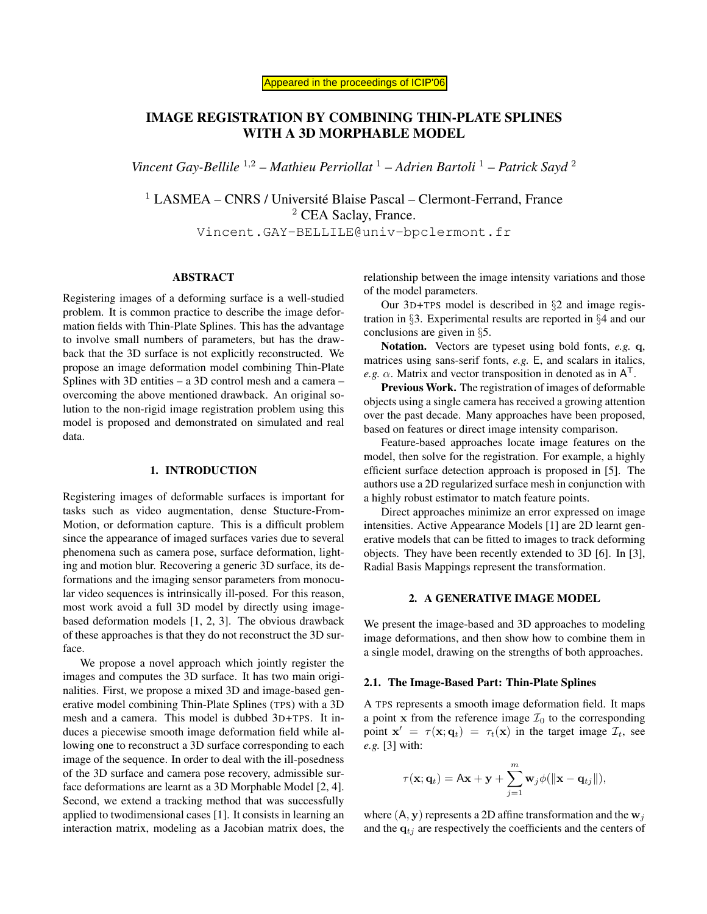Appeared in the proceedings of ICIP'06

# IMAGE REGISTRATION BY COMBINING THIN-PLATE SPLINES WITH A 3D MORPHABLE MODEL

*Vincent Gay-Bellile* [1,2] *– Mathieu Perriollat* [1] *– Adrien Bartoli* [1] *– Patrick Sayd* [2]

[1] LASMEA – CNRS / Université Blaise Pascal – Clermont-Ferrand, France
[2] CEA Saclay, France.
Vincent.GAY-BELLILE@univ-bpclermont.fr

## ABSTRACT

Registering images of a deforming surface is a well-studied problem. It is common practice to describe the image deformation fields with Thin-Plate Splines. This has the advantage to involve small numbers of parameters, but has the drawback that the 3D surface is not explicitly reconstructed. We propose an image deformation model combining Thin-Plate Splines with 3D entities – a 3D control mesh and a camera – overcoming the above mentioned drawback. An original solution to the non-rigid image registration problem using this model is proposed and demonstrated on simulated and real data.

## 1. INTRODUCTION

Registering images of deformable surfaces is important for tasks such as video augmentation, dense Stucture-From-Motion, or deformation capture. This is a difficult problem since the appearance of imaged surfaces varies due to several phenomena such as camera pose, surface deformation, lighting and motion blur. Recovering a generic 3D surface, its deformations and the imaging sensor parameters from monocular video sequences is intrinsically ill-posed. For this reason, most work avoid a full 3D model by directly using image-based deformation models [1, 2, 3]. The obvious drawback of these approaches is that they do not reconstruct the 3D surface.

We propose a novel approach which jointly register the images and computes the 3D surface. It has two main originalities. First, we propose a mixed 3D and image-based generative model combining Thin-Plate Splines (TPS) with a 3D mesh and a camera. This model is dubbed 3D+TPS. It induces a piecewise smooth image deformation field while allowing one to reconstruct a 3D surface corresponding to each image of the sequence. In order to deal with the ill-posedness of the 3D surface and camera pose recovery, admissible surface deformations are learnt as a 3D Morphable Model [2, 4]. Second, we extend a tracking method that was successfully applied to twodimensional cases [1]. It consists in learning an interaction matrix, modeling as a Jacobian matrix does, the relationship between the image intensity variations and those of the model parameters.

Our 3D+TPS model is described in §2 and image registration in §3. Experimental results are reported in §4 and our conclusions are given in §5.

**Notation.** Vectors are typeset using bold fonts, *e.g.* $\mathbf{q}$, matrices using sans-serif fonts, *e.g.* $\mathsf{E}$, and scalars in italics, *e.g.* $\alpha$. Matrix and vector transposition in denoted as in $\mathsf{A}^\mathsf{T}$.

**Previous Work.** The registration of images of deformable objects using a single camera has received a growing attention over the past decade. Many approaches have been proposed, based on features or direct image intensity comparison.

Feature-based approaches locate image features on the model, then solve for the registration. For example, a highly efficient surface detection approach is proposed in [5]. The authors use a 2D regularized surface mesh in conjunction with a highly robust estimator to match feature points.

Direct approaches minimize an error expressed on image intensities. Active Appearance Models [1] are 2D learnt generative models that can be fitted to images to track deforming objects. They have been recently extended to 3D [6]. In [3], Radial Basis Mappings represent the transformation.

## 2. A GENERATIVE IMAGE MODEL

We present the image-based and 3D approaches to modeling image deformations, and then show how to combine them in a single model, drawing on the strengths of both approaches.

### 2.1. The Image-Based Part: Thin-Plate Splines

A TPS represents a smooth image deformation field. It maps a point $\mathbf{x}$ from the reference image $\mathcal{I}_0$ to the corresponding point $\mathbf{x}' = \tau(\mathbf{x}; \mathbf{q}_t) = \tau_t(\mathbf{x})$ in the target image $\mathcal{I}_t$, see *e.g.* [3] with:

$$\tau(\mathbf{x}; \mathbf{q}_t) = \mathsf{A}\mathbf{x} + \mathbf{y} + \sum_{j=1}^{m} \mathbf{w}_j \phi(\|\mathbf{x} - \mathbf{q}_{tj}\|),$$

where $(\mathsf{A}, \mathbf{y})$ represents a 2D affine transformation and the $\mathbf{w}_j$ and the $\mathbf{q}_{tj}$ are respectively the coefficients and the centers of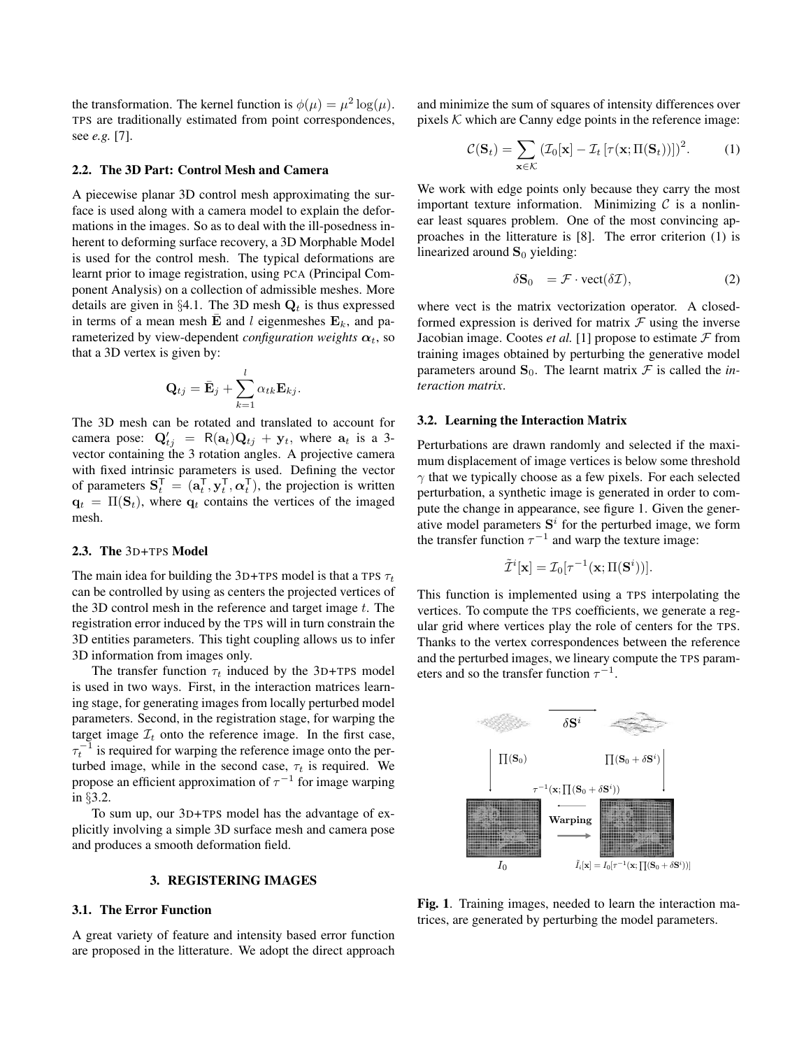the transformation. The kernel function is $\phi(\mu) = \mu^2 \log(\mu)$. TPS are traditionally estimated from point correspondences, see *e.g.* [7].

### 2.2. The 3D Part: Control Mesh and Camera

A piecewise planar 3D control mesh approximating the surface is used along with a camera model to explain the deformations in the images. So as to deal with the ill-posedness inherent to deforming surface recovery, a 3D Morphable Model is used for the control mesh. The typical deformations are learnt prior to image registration, using PCA (Principal Component Analysis) on a collection of admissible meshes. More details are given in §4.1. The 3D mesh $\mathbf{Q}_t$ is thus expressed in terms of a mean mesh $\bar{\mathbf{E}}$ and $l$ eigenmeshes $\mathbf{E}_k$, and parameterized by view-dependent *configuration weights* $\boldsymbol{\alpha}_t$, so that a 3D vertex is given by:

$$\mathbf{Q}_{tj} = \bar{\mathbf{E}}_j + \sum_{k=1}^{l} \alpha_{tk} \mathbf{E}_{kj}.$$

The 3D mesh can be rotated and translated to account for camera pose: $\mathbf{Q}'_{tj} = \mathsf{R}(\mathbf{a}_t)\mathbf{Q}_{tj} + \mathbf{y}_t$, where $\mathbf{a}_t$ is a 3-vector containing the 3 rotation angles. A projective camera with fixed intrinsic parameters is used. Defining the vector of parameters $\mathbf{S}_t^\mathsf{T} = (\mathbf{a}_t^\mathsf{T}, \mathbf{y}_t^\mathsf{T}, \boldsymbol{\alpha}_t^\mathsf{T})$, the projection is written $\mathbf{q}_t = \Pi(\mathbf{S}_t)$, where $\mathbf{q}_t$ contains the vertices of the imaged mesh.

### 2.3. The 3D+TPS Model

The main idea for building the 3D+TPS model is that a TPS $\tau_t$ can be controlled by using as centers the projected vertices of the 3D control mesh in the reference and target image $t$. The registration error induced by the TPS will in turn constrain the 3D entities parameters. This tight coupling allows us to infer 3D information from images only.

The transfer function $\tau_t$ induced by the 3D+TPS model is used in two ways. First, in the interaction matrices learning stage, for generating images from locally perturbed model parameters. Second, in the registration stage, for warping the target image $\mathcal{I}_t$ onto the reference image. In the first case, $\tau_t^{-1}$ is required for warping the reference image onto the perturbed image, while in the second case, $\tau_t$ is required. We propose an efficient approximation of $\tau^{-1}$ for image warping in §3.2.

To sum up, our 3D+TPS model has the advantage of explicitly involving a simple 3D surface mesh and camera pose and produces a smooth deformation field.

## 3. REGISTERING IMAGES

### 3.1. The Error Function

A great variety of feature and intensity based error function are proposed in the litterature. We adopt the direct approach and minimize the sum of squares of intensity differences over pixels $\mathcal{K}$ which are Canny edge points in the reference image:

$$\mathcal{C}(\mathbf{S}_t) = \sum_{\mathbf{x} \in \mathcal{K}} \left(\mathcal{I}_0[\mathbf{x}] - \mathcal{I}_t\left[\tau(\mathbf{x}; \Pi(\mathbf{S}_t))\right]\right)^2. \tag{1}$$

We work with edge points only because they carry the most important texture information. Minimizing $\mathcal{C}$ is a nonlinear least squares problem. One of the most convincing approaches in the litterature is [8]. The error criterion (1) is linearized around $\mathbf{S}_0$ yielding:

$$\delta \mathbf{S}_0 \ = \mathcal{F} \cdot \mathrm{vect}(\delta \mathcal{I}), \tag{2}$$

where vect is the matrix vectorization operator. A closed-formed expression is derived for matrix $\mathcal{F}$ using the inverse Jacobian image. Cootes *et al.* [1] propose to estimate $\mathcal{F}$ from training images obtained by perturbing the generative model parameters around $\mathbf{S}_0$. The learnt matrix $\mathcal{F}$ is called the *interaction matrix*.

### 3.2. Learning the Interaction Matrix

Perturbations are drawn randomly and selected if the maximum displacement of image vertices is below some threshold $\gamma$ that we typically choose as a few pixels. For each selected perturbation, a synthetic image is generated in order to compute the change in appearance, see figure 1. Given the generative model parameters $\mathbf{S}^i$ for the perturbed image, we form the transfer function $\tau^{-1}$ and warp the texture image:

$$\tilde{\mathcal{I}}^i[\mathbf{x}] = \mathcal{I}_0[\tau^{-1}(\mathbf{x}; \Pi(\mathbf{S}^i))].$$

This function is implemented using a TPS interpolating the vertices. To compute the TPS coefficients, we generate a regular grid where vertices play the role of centers for the TPS. Thanks to the vertex correspondences between the reference and the perturbed images, we lineary compute the TPS parameters and so the transfer function $\tau^{-1}$.

**Fig. 1**. Training images, needed to learn the interaction matrices, are generated by perturbing the model parameters.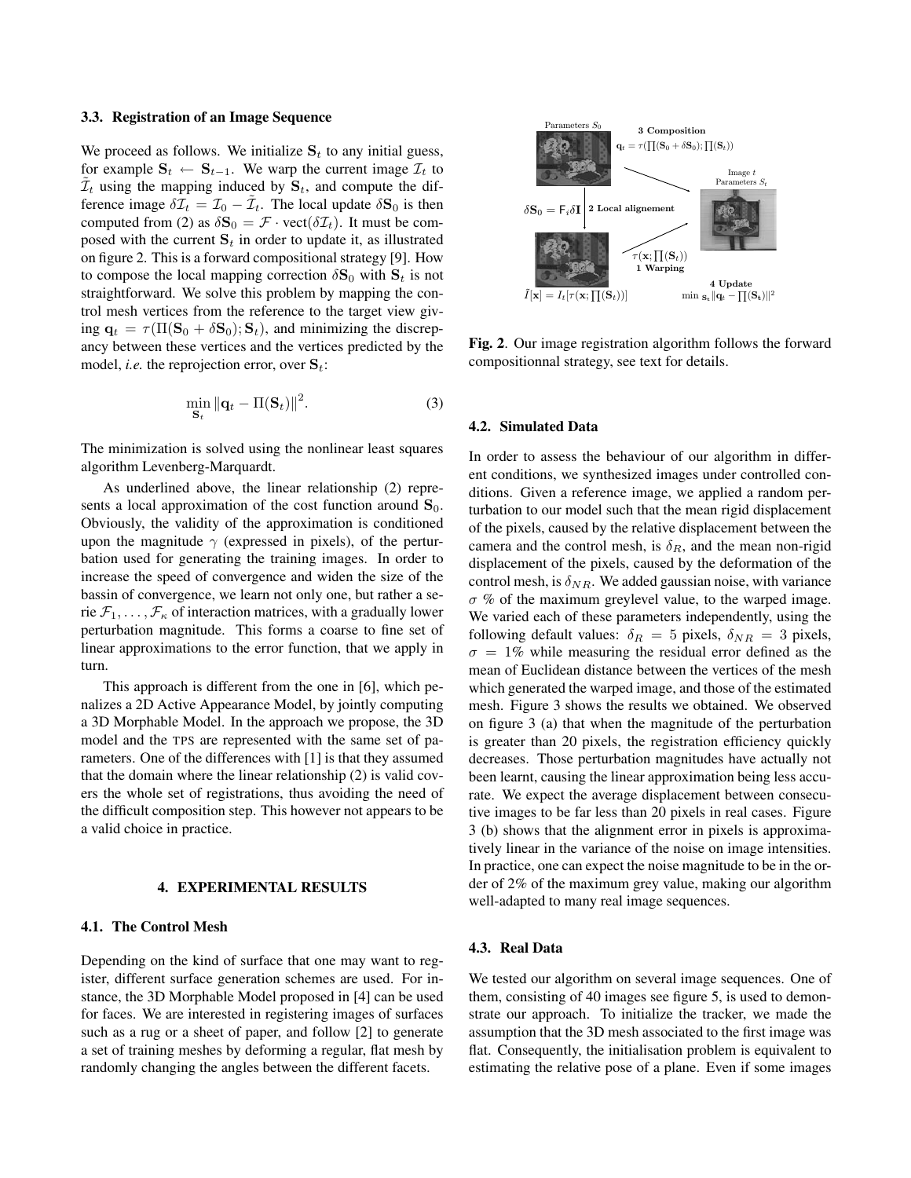### 3.3. Registration of an Image Sequence

We proceed as follows. We initialize $\mathbf{S}_t$ to any initial guess, for example $\mathbf{S}_t \leftarrow \mathbf{S}_{t-1}$. We warp the current image $\mathcal{I}_t$ to $\tilde{\mathcal{I}}_t$ using the mapping induced by $\mathbf{S}_t$, and compute the difference image $\delta\mathcal{I}_t = \mathcal{I}_0 - \tilde{\mathcal{I}}_t$. The local update $\delta\mathbf{S}_0$ is then computed from (2) as $\delta\mathbf{S}_0 = \mathcal{F} \cdot \text{vect}(\delta\mathcal{I}_t)$. It must be composed with the current $\mathbf{S}_t$ in order to update it, as illustrated on figure 2. This is a forward compositional strategy [9]. How to compose the local mapping correction $\delta\mathbf{S}_0$ with $\mathbf{S}_t$ is not straightforward. We solve this problem by mapping the control mesh vertices from the reference to the target view giving $\mathbf{q}_t = \tau(\Pi(\mathbf{S}_0 + \delta\mathbf{S}_0); \mathbf{S}_t)$, and minimizing the discrepancy between these vertices and the vertices predicted by the model, *i.e.* the reprojection error, over $\mathbf{S}_t$:

$$\min_{\mathbf{S}_t} \|\mathbf{q}_t - \Pi(\mathbf{S}_t)\|^2. \quad (3)$$

The minimization is solved using the nonlinear least squares algorithm Levenberg-Marquardt.

As underlined above, the linear relationship (2) represents a local approximation of the cost function around $\mathbf{S}_0$. Obviously, the validity of the approximation is conditioned upon the magnitude $\gamma$ (expressed in pixels), of the perturbation used for generating the training images. In order to increase the speed of convergence and widen the size of the bassin of convergence, we learn not only one, but rather a serie $\mathcal{F}_1, \ldots, \mathcal{F}_\kappa$ of interaction matrices, with a gradually lower perturbation magnitude. This forms a coarse to fine set of linear approximations to the error function, that we apply in turn.

This approach is different from the one in [6], which penalizes a 2D Active Appearance Model, by jointly computing a 3D Morphable Model. In the approach we propose, the 3D model and the TPS are represented with the same set of parameters. One of the differences with [1] is that they assumed that the domain where the linear relationship (2) is valid covers the whole set of registrations, thus avoiding the need of the difficult composition step. This however not appears to be a valid choice in practice.

Parameters $S_0$ — **3 Composition** $\mathbf{q}_t = \tau(\prod(\mathbf{S}_0 + \delta\mathbf{S}_0); \prod(\mathbf{S}_t))$ — Image $t$, Parameters $S_t$ — $\delta\mathbf{S}_0 = \mathsf{F}_i \delta\mathbf{I}$ **2 Local alignement** — $\tau(\mathbf{x}; \prod(\mathbf{S}_t))$ **1 Warping** — $\tilde{I}[\mathbf{x}] = I_t[\tau(\mathbf{x}; \prod(\mathbf{S}_t))]$ — **4 Update** $\min_{\mathbf{S}_t} \|\mathbf{q}_t - \prod(\mathbf{S}_t)\|^2$

**Fig. 2**. Our image registration algorithm follows the forward compositionnal strategy, see text for details.

## 4. EXPERIMENTAL RESULTS

### 4.1. The Control Mesh

Depending on the kind of surface that one may want to register, different surface generation schemes are used. For instance, the 3D Morphable Model proposed in [4] can be used for faces. We are interested in registering images of surfaces such as a rug or a sheet of paper, and follow [2] to generate a set of training meshes by deforming a regular, flat mesh by randomly changing the angles between the different facets.

### 4.2. Simulated Data

In order to assess the behaviour of our algorithm in different conditions, we synthesized images under controlled conditions. Given a reference image, we applied a random perturbation to our model such that the mean rigid displacement of the pixels, caused by the relative displacement between the camera and the control mesh, is $\delta_R$, and the mean non-rigid displacement of the pixels, caused by the deformation of the control mesh, is $\delta_{NR}$. We added gaussian noise, with variance $\sigma$ % of the maximum greylevel value, to the warped image. We varied each of these parameters independently, using the following default values: $\delta_R = 5$ pixels, $\delta_{NR} = 3$ pixels, $\sigma = 1\%$ while measuring the residual error defined as the mean of Euclidean distance between the vertices of the mesh which generated the warped image, and those of the estimated mesh. Figure 3 shows the results we obtained. We observed on figure 3 (a) that when the magnitude of the perturbation is greater than 20 pixels, the registration efficiency quickly decreases. Those perturbation magnitudes have actually not been learnt, causing the linear approximation being less accurate. We expect the average displacement between consecutive images to be far less than 20 pixels in real cases. Figure 3 (b) shows that the alignment error in pixels is approximatively linear in the variance of the noise on image intensities. In practice, one can expect the noise magnitude to be in the order of 2% of the maximum grey value, making our algorithm well-adapted to many real image sequences.

### 4.3. Real Data

We tested our algorithm on several image sequences. One of them, consisting of 40 images see figure 5, is used to demonstrate our approach. To initialize the tracker, we made the assumption that the 3D mesh associated to the first image was flat. Consequently, the initialisation problem is equivalent to estimating the relative pose of a plane. Even if some images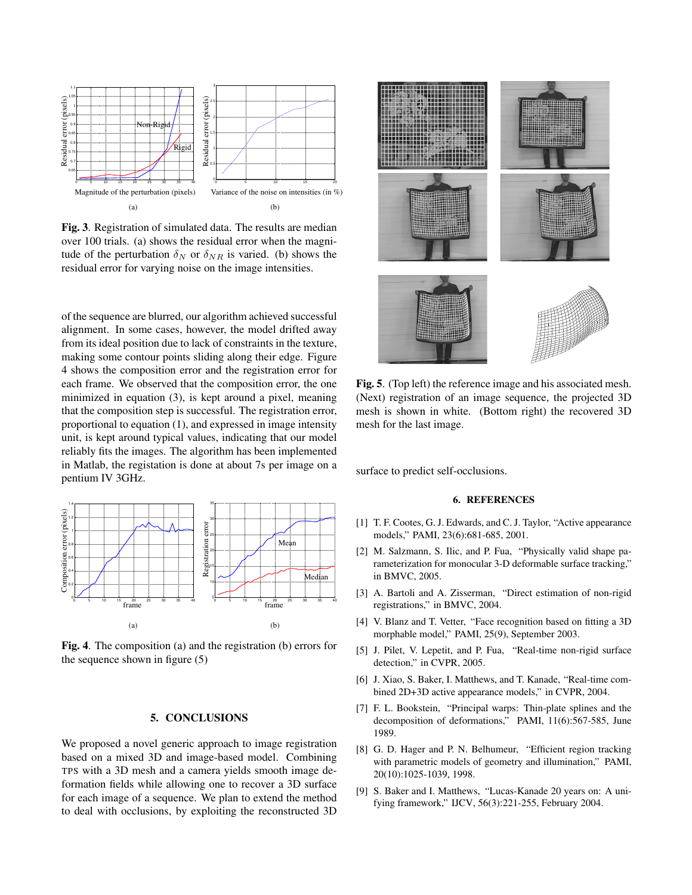Residual error (pixels)

1.1
1.05
1
0.95
0.9
0.85
0.8
0.75
0.7
0.65

0 5 10 15 20 25 30 35 40

Non-Rigid

Rigid

Magnitude of the perturbation (pixels)

(a)

Residual error (pixels)

3
2.5
2
1.5
1
0.5
0

0 5 10 15 20

Variance of the noise on intensities (in %)

(b)

**Fig. 3**. Registration of simulated data. The results are median over 100 trials. (a) shows the residual error when the magnitude of the perturbation $\delta_N$ or $\delta_{NR}$ is varied. (b) shows the residual error for varying noise on the image intensities.

of the sequence are blurred, our algorithm achieved successful alignment. In some cases, however, the model drifted away from its ideal position due to lack of constraints in the texture, making some contour points sliding along their edge. Figure 4 shows the composition error and the registration error for each frame. We observed that the composition error, the one minimized in equation (3), is kept around a pixel, meaning that the composition step is successful. The registration error, proportional to equation (1), and expressed in image intensity unit, is kept around typical values, indicating that our model reliably fits the images. The algorithm has been implemented in Matlab, the registation is done at about 7s per image on a pentium IV 3GHz.

Composition error (pixels)

1.4
1.2
1
0.8
0.6
0.4
0.2
0

0 5 10 15 20 25 30 35 40

frame

(a)

Registration error

35
30
25
20
15
10
5

0 5 10 15 20 25 30 35 40

Mean

Median

frame

(b)

**Fig. 4**. The composition (a) and the registration (b) errors for the sequence shown in figure (5)

**Fig. 5**. (Top left) the reference image and his associated mesh. (Next) registration of an image sequence, the projected 3D mesh is shown in white. (Bottom right) the recovered 3D mesh for the last image.

## 5. CONCLUSIONS

We proposed a novel generic approach to image registration based on a mixed 3D and image-based model. Combining TPS with a 3D mesh and a camera yields smooth image deformation fields while allowing one to recover a 3D surface for each image of a sequence. We plan to extend the method to deal with occlusions, by exploiting the reconstructed 3D surface to predict self-occlusions.

## 6. REFERENCES

[1] T. F. Cootes, G. J. Edwards, and C. J. Taylor, "Active appearance models," PAMI, 23(6):681-685, 2001.

[2] M. Salzmann, S. Ilic, and P. Fua, "Physically valid shape parameterization for monocular 3-D deformable surface tracking," in BMVC, 2005.

[3] A. Bartoli and A. Zisserman, "Direct estimation of non-rigid registrations," in BMVC, 2004.

[4] V. Blanz and T. Vetter, "Face recognition based on fitting a 3D morphable model," PAMI, 25(9), September 2003.

[5] J. Pilet, V. Lepetit, and P. Fua, "Real-time non-rigid surface detection," in CVPR, 2005.

[6] J. Xiao, S. Baker, I. Matthews, and T. Kanade, "Real-time combined 2D+3D active appearance models," in CVPR, 2004.

[7] F. L. Bookstein, "Principal warps: Thin-plate splines and the decomposition of deformations," PAMI, 11(6):567-585, June 1989.

[8] G. D. Hager and P. N. Belhumeur, "Efficient region tracking with parametric models of geometry and illumination," PAMI, 20(10):1025-1039, 1998.

[9] S. Baker and I. Matthews, "Lucas-Kanade 20 years on: A unifying framework," IJCV, 56(3):221-255, February 2004.